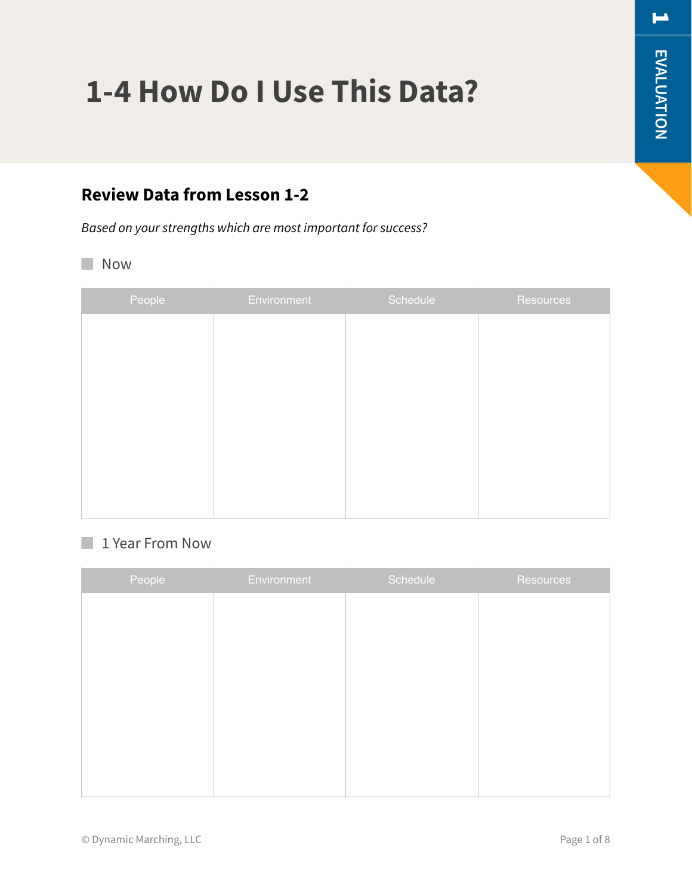# 1-4 How Do I Use This Data?

## Review Data from Lesson 1-2

*Based on your strengths which are most important for success?*

- [ ] Now

| People | Environment | Schedule | Resources |
|---|---|---|---|
| | | | |

- [ ] 1 Year From Now

| People | Environment | Schedule | Resources |
|---|---|---|---|
| | | | |

© Dynamic Marching, LLC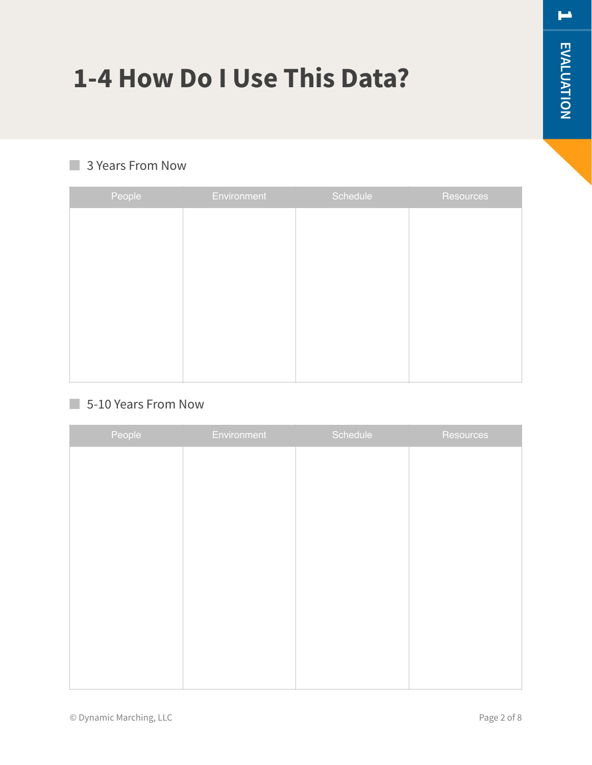# 1-4 How Do I Use This Data?

## 3 Years From Now

| People | Environment | Schedule | Resources |
| --- | --- | --- | --- |
| | | | |

## 5-10 Years From Now

| People | Environment | Schedule | Resources |
| --- | --- | --- | --- |
| | | | |

© Dynamic Marching, LLC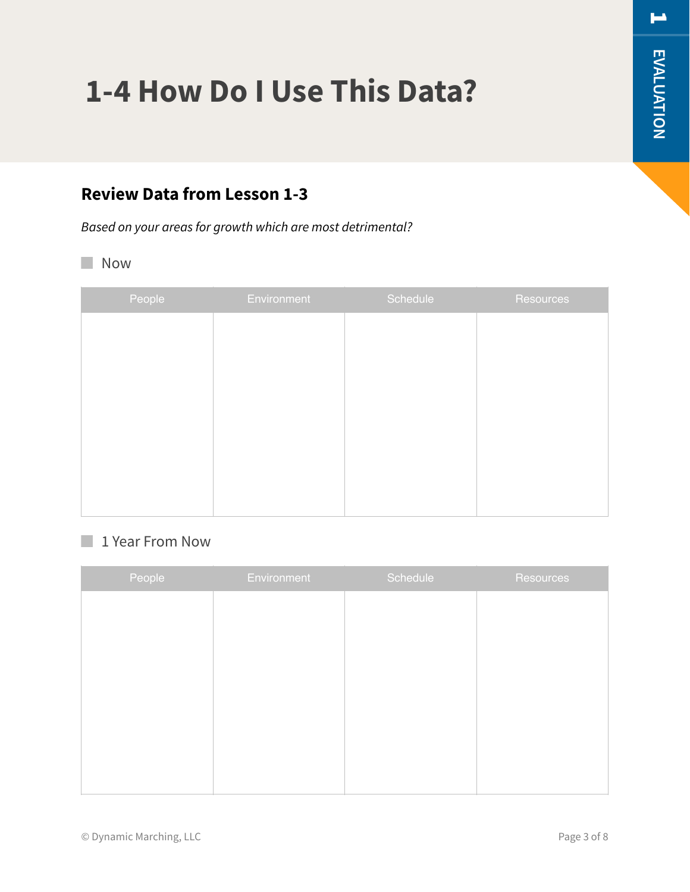# 1-4 How Do I Use This Data?

## Review Data from Lesson 1-3

*Based on your areas for growth which are most detrimental?*

- [ ] Now

| People | Environment | Schedule | Resources |
|---|---|---|---|
| | | | |

- [ ] 1 Year From Now

| People | Environment | Schedule | Resources |
|---|---|---|---|
| | | | |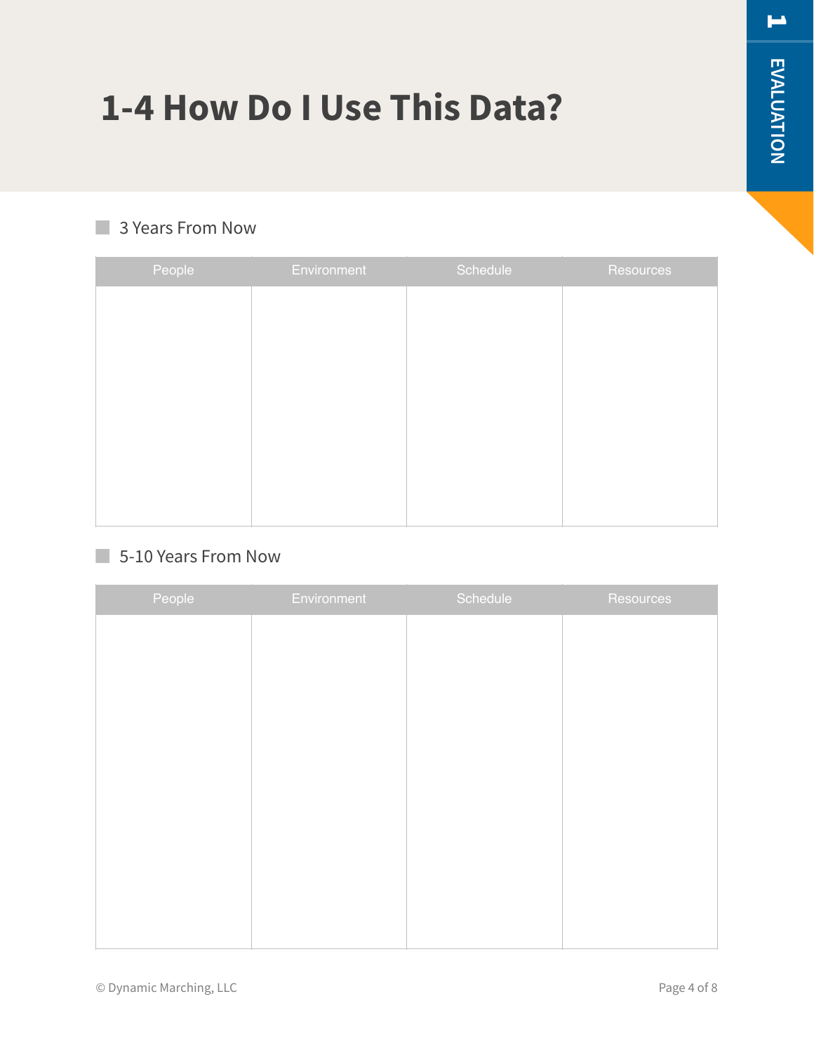# 1-4 How Do I Use This Data?

## 3 Years From Now

| People | Environment | Schedule | Resources |
|---|---|---|---|
| | | | |

## 5-10 Years From Now

| People | Environment | Schedule | Resources |
|---|---|---|---|
| | | | |

© Dynamic Marching, LLC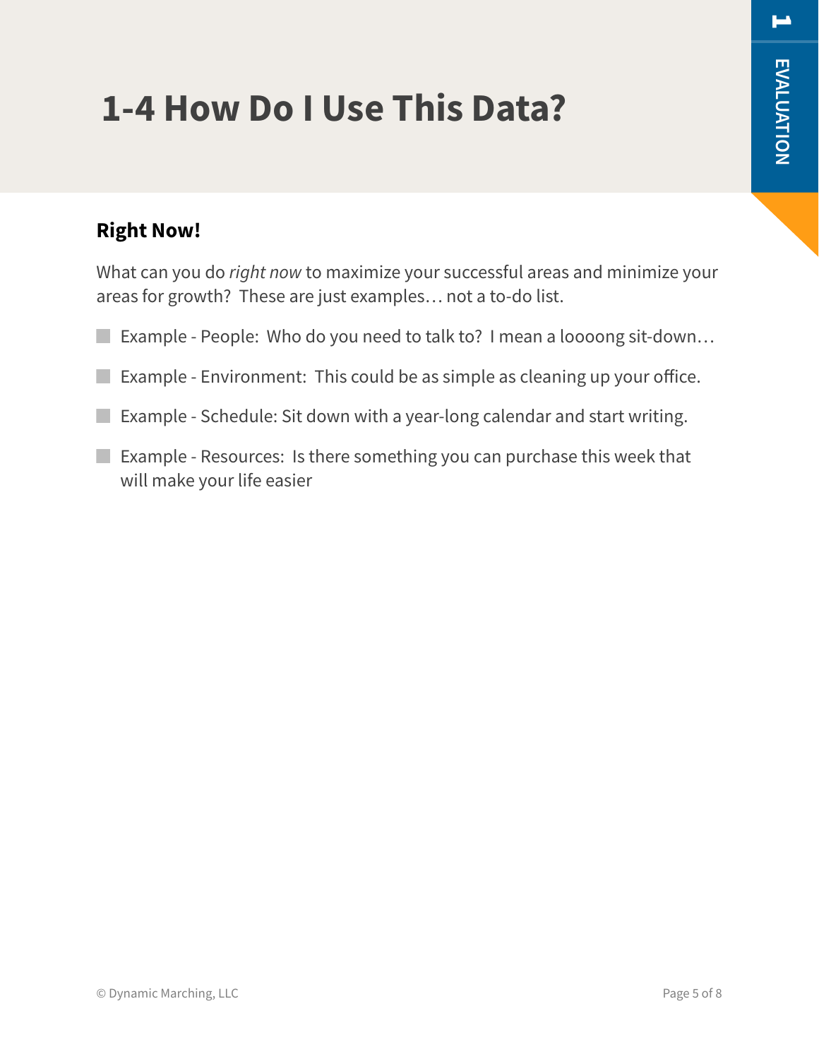# 1-4 How Do I Use This Data?

## Right Now!

What can you do *right now* to maximize your successful areas and minimize your areas for growth? These are just examples… not a to-do list.

- Example - People: Who do you need to talk to? I mean a loooong sit-down…
- Example - Environment: This could be as simple as cleaning up your office.
- Example - Schedule: Sit down with a year-long calendar and start writing.
- Example - Resources: Is there something you can purchase this week that will make your life easier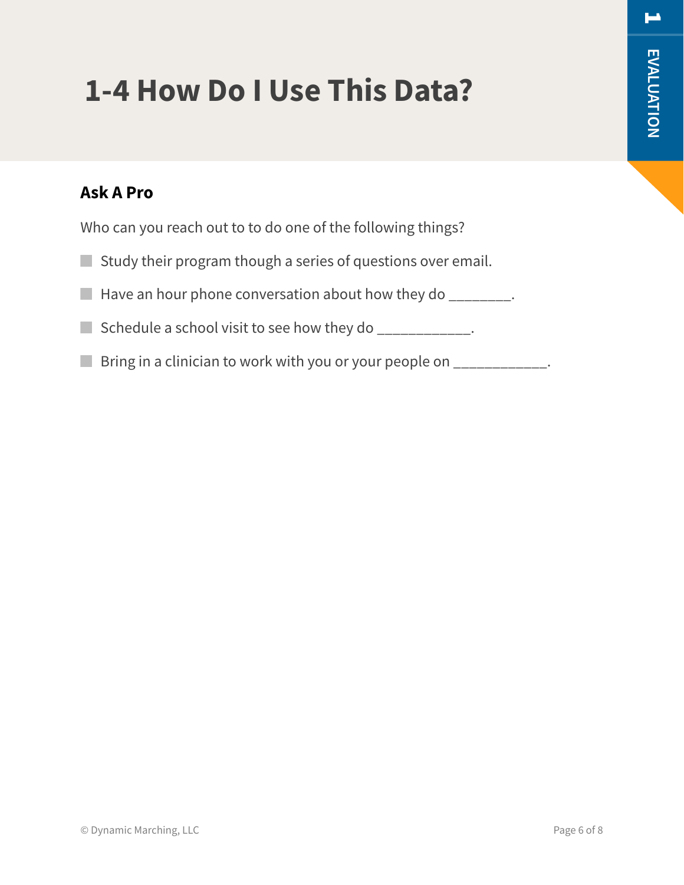# 1-4 How Do I Use This Data?

## Ask A Pro

Who can you reach out to to do one of the following things?

- Study their program though a series of questions over email.
- Have an hour phone conversation about how they do ________.
- Schedule a school visit to see how they do ____________.
- Bring in a clinician to work with you or your people on ____________.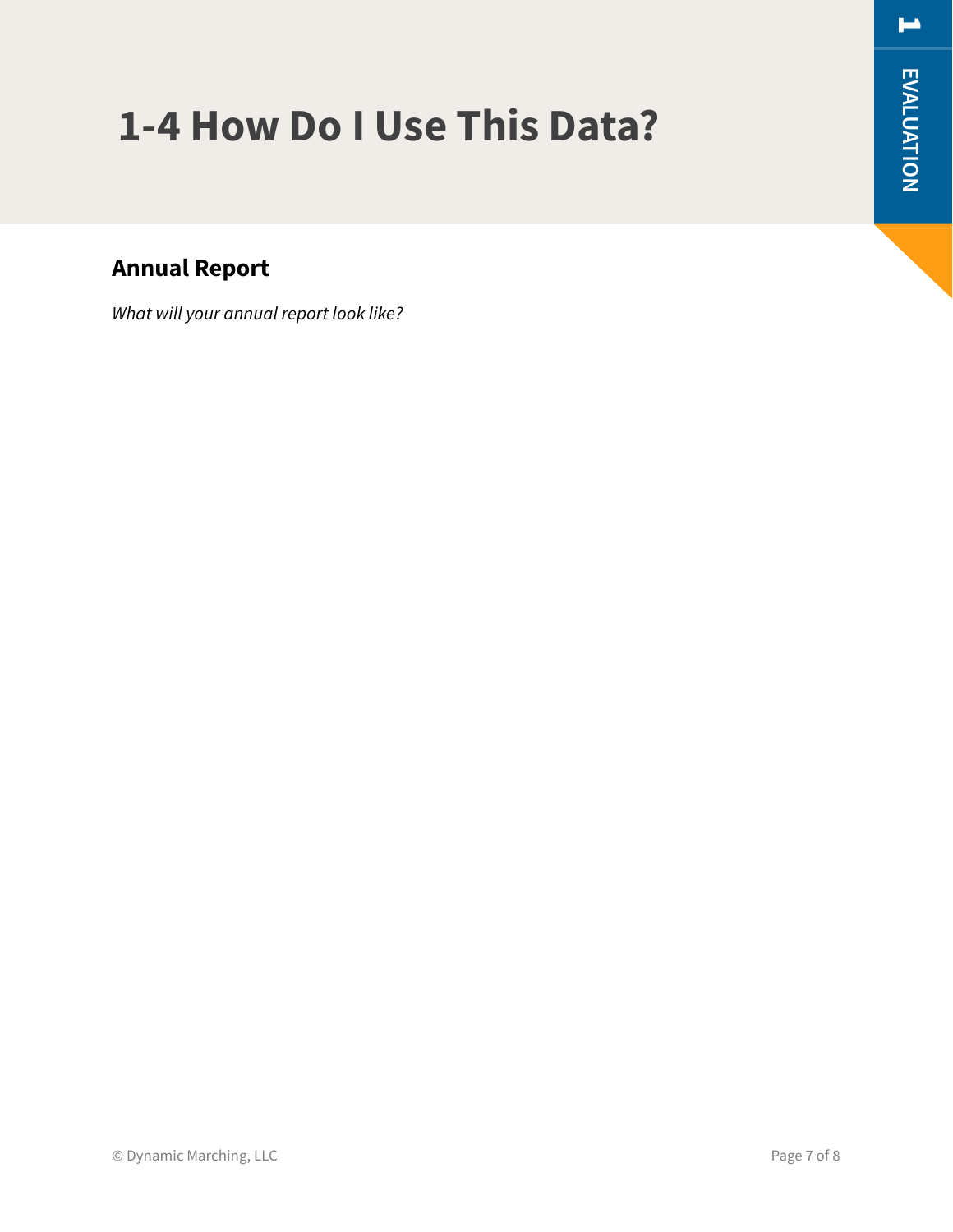# 1-4 How Do I Use This Data?

## Annual Report

*What will your annual report look like?*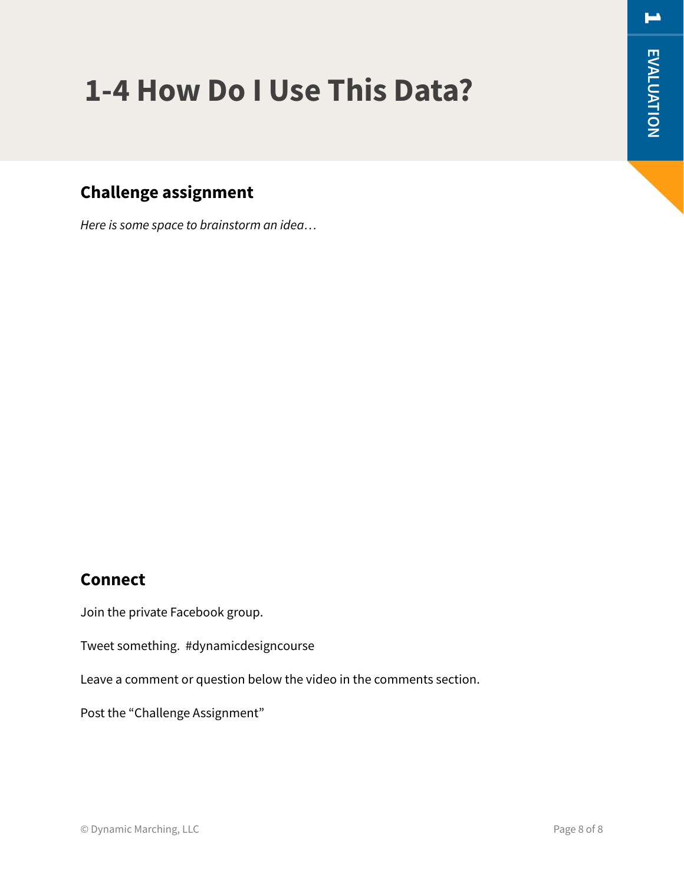# 1-4 How Do I Use This Data?

## Challenge assignment

*Here is some space to brainstorm an idea…*

## Connect

Join the private Facebook group.

Tweet something. #dynamicdesigncourse

Leave a comment or question below the video in the comments section.

Post the "Challenge Assignment"